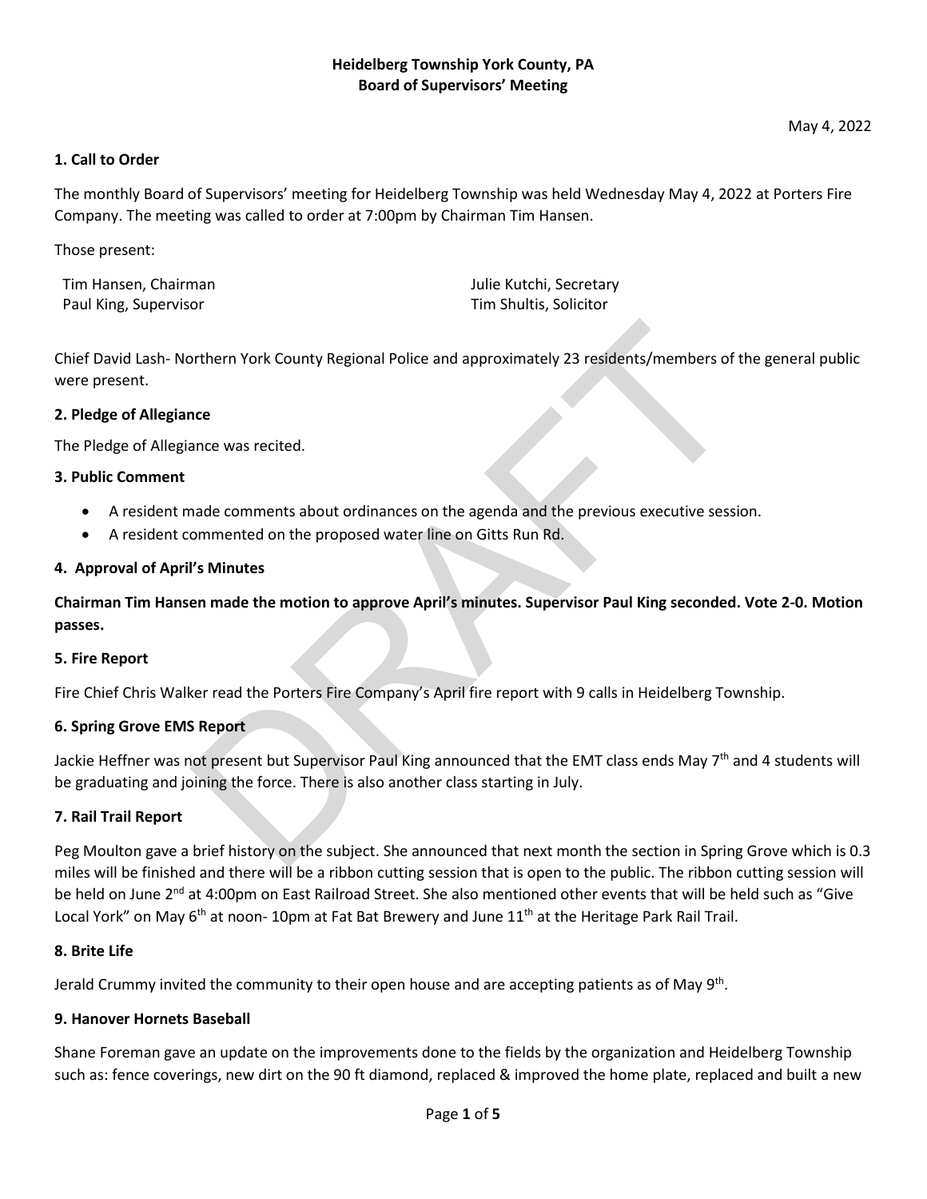**Heidelberg Township York County, PA**
**Board of Supervisors' Meeting**

May 4, 2022

### 1. Call to Order

The monthly Board of Supervisors' meeting for Heidelberg Township was held Wednesday May 4, 2022 at Porters Fire Company. The meeting was called to order at 7:00pm by Chairman Tim Hansen.

Those present:

Tim Hansen, Chairman
Paul King, Supervisor
Julie Kutchi, Secretary
Tim Shultis, Solicitor

Chief David Lash- Northern York County Regional Police and approximately 23 residents/members of the general public were present.

### 2. Pledge of Allegiance

The Pledge of Allegiance was recited.

### 3. Public Comment

- A resident made comments about ordinances on the agenda and the previous executive session.
- A resident commented on the proposed water line on Gitts Run Rd.

### 4. Approval of April's Minutes

**Chairman Tim Hansen made the motion to approve April's minutes. Supervisor Paul King seconded. Vote 2-0. Motion passes.**

### 5. Fire Report

Fire Chief Chris Walker read the Porters Fire Company's April fire report with 9 calls in Heidelberg Township.

### 6. Spring Grove EMS Report

Jackie Heffner was not present but Supervisor Paul King announced that the EMT class ends May 7th and 4 students will be graduating and joining the force. There is also another class starting in July.

### 7. Rail Trail Report

Peg Moulton gave a brief history on the subject. She announced that next month the section in Spring Grove which is 0.3 miles will be finished and there will be a ribbon cutting session that is open to the public. The ribbon cutting session will be held on June 2nd at 4:00pm on East Railroad Street. She also mentioned other events that will be held such as "Give Local York" on May 6th at noon- 10pm at Fat Bat Brewery and June 11th at the Heritage Park Rail Trail.

### 8. Brite Life

Jerald Crummy invited the community to their open house and are accepting patients as of May 9th.

### 9. Hanover Hornets Baseball

Shane Foreman gave an update on the improvements done to the fields by the organization and Heidelberg Township such as: fence coverings, new dirt on the 90 ft diamond, replaced & improved the home plate, replaced and built a new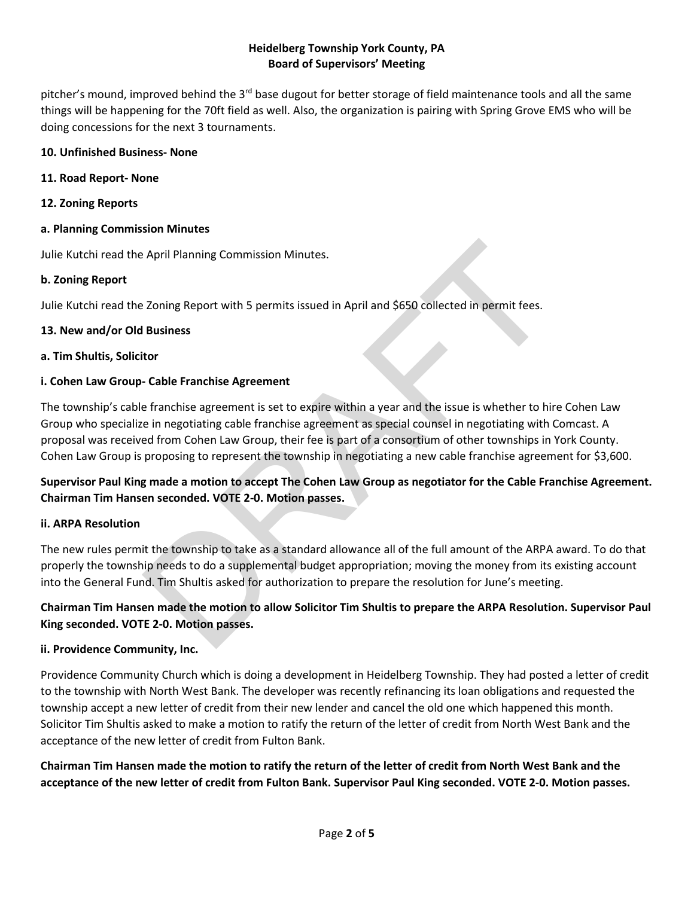pitcher's mound, improved behind the 3rd base dugout for better storage of field maintenance tools and all the same things will be happening for the 70ft field as well. Also, the organization is pairing with Spring Grove EMS who will be doing concessions for the next 3 tournaments.

**10. Unfinished Business- None**

**11. Road Report- None**

**12. Zoning Reports**

**a. Planning Commission Minutes**

Julie Kutchi read the April Planning Commission Minutes.

**b. Zoning Report**

Julie Kutchi read the Zoning Report with 5 permits issued in April and $650 collected in permit fees.

**13. New and/or Old Business**

**a. Tim Shultis, Solicitor**

**i. Cohen Law Group- Cable Franchise Agreement**

The township's cable franchise agreement is set to expire within a year and the issue is whether to hire Cohen Law Group who specialize in negotiating cable franchise agreement as special counsel in negotiating with Comcast. A proposal was received from Cohen Law Group, their fee is part of a consortium of other townships in York County. Cohen Law Group is proposing to represent the township in negotiating a new cable franchise agreement for $3,600.

**Supervisor Paul King made a motion to accept The Cohen Law Group as negotiator for the Cable Franchise Agreement. Chairman Tim Hansen seconded. VOTE 2-0. Motion passes.**

**ii. ARPA Resolution**

The new rules permit the township to take as a standard allowance all of the full amount of the ARPA award. To do that properly the township needs to do a supplemental budget appropriation; moving the money from its existing account into the General Fund. Tim Shultis asked for authorization to prepare the resolution for June's meeting.

**Chairman Tim Hansen made the motion to allow Solicitor Tim Shultis to prepare the ARPA Resolution. Supervisor Paul King seconded. VOTE 2-0. Motion passes.**

**ii. Providence Community, Inc.**

Providence Community Church which is doing a development in Heidelberg Township. They had posted a letter of credit to the township with North West Bank. The developer was recently refinancing its loan obligations and requested the township accept a new letter of credit from their new lender and cancel the old one which happened this month. Solicitor Tim Shultis asked to make a motion to ratify the return of the letter of credit from North West Bank and the acceptance of the new letter of credit from Fulton Bank.

**Chairman Tim Hansen made the motion to ratify the return of the letter of credit from North West Bank and the acceptance of the new letter of credit from Fulton Bank. Supervisor Paul King seconded. VOTE 2-0. Motion passes.**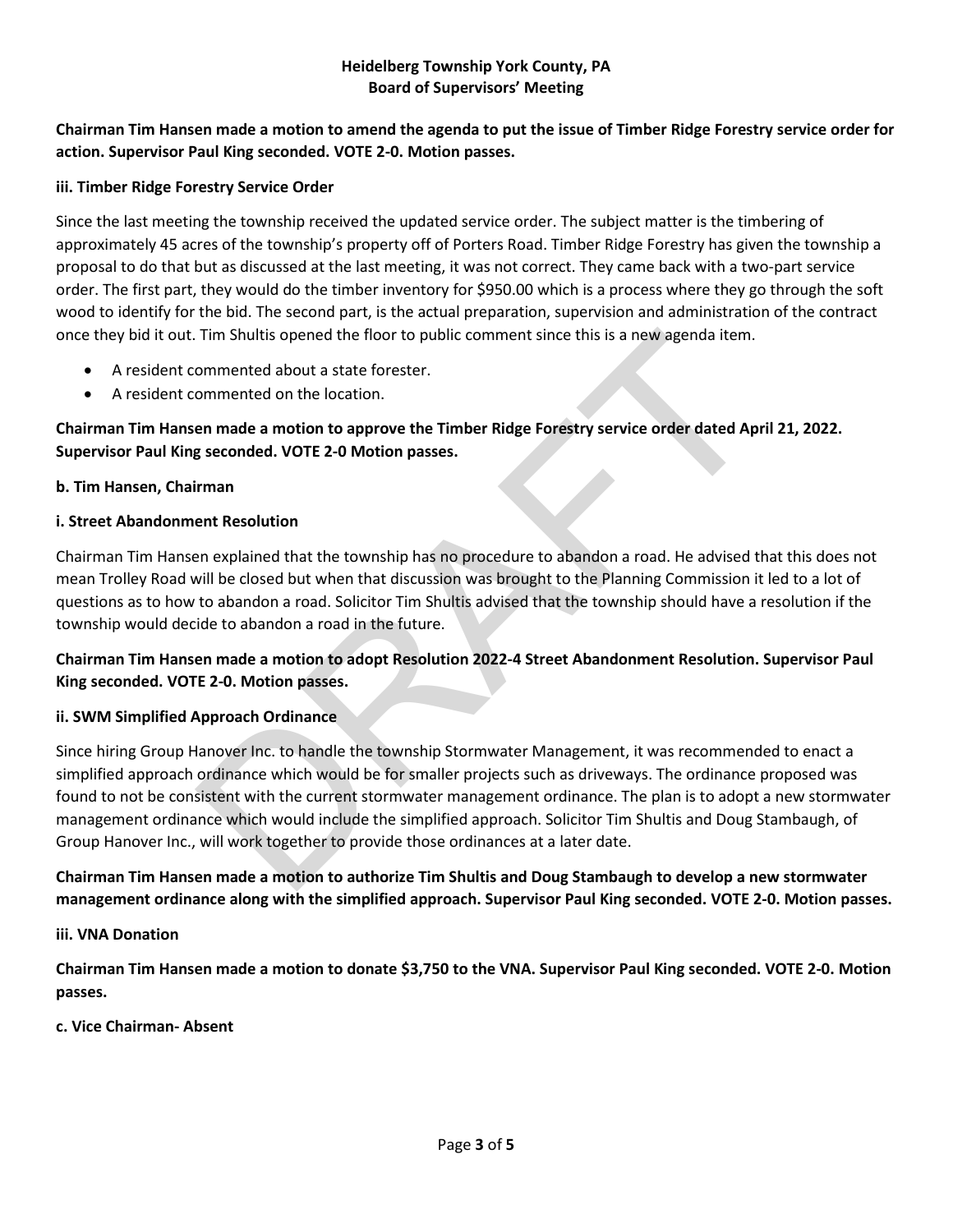**Chairman Tim Hansen made a motion to amend the agenda to put the issue of Timber Ridge Forestry service order for action. Supervisor Paul King seconded. VOTE 2-0. Motion passes.**

**iii. Timber Ridge Forestry Service Order**

Since the last meeting the township received the updated service order. The subject matter is the timbering of approximately 45 acres of the township's property off of Porters Road. Timber Ridge Forestry has given the township a proposal to do that but as discussed at the last meeting, it was not correct. They came back with a two-part service order. The first part, they would do the timber inventory for $950.00 which is a process where they go through the soft wood to identify for the bid. The second part, is the actual preparation, supervision and administration of the contract once they bid it out. Tim Shultis opened the floor to public comment since this is a new agenda item.

- A resident commented about a state forester.
- A resident commented on the location.

**Chairman Tim Hansen made a motion to approve the Timber Ridge Forestry service order dated April 21, 2022. Supervisor Paul King seconded. VOTE 2-0 Motion passes.**

**b. Tim Hansen, Chairman**

**i. Street Abandonment Resolution**

Chairman Tim Hansen explained that the township has no procedure to abandon a road. He advised that this does not mean Trolley Road will be closed but when that discussion was brought to the Planning Commission it led to a lot of questions as to how to abandon a road. Solicitor Tim Shultis advised that the township should have a resolution if the township would decide to abandon a road in the future.

**Chairman Tim Hansen made a motion to adopt Resolution 2022-4 Street Abandonment Resolution. Supervisor Paul King seconded. VOTE 2-0. Motion passes.**

**ii. SWM Simplified Approach Ordinance**

Since hiring Group Hanover Inc. to handle the township Stormwater Management, it was recommended to enact a simplified approach ordinance which would be for smaller projects such as driveways. The ordinance proposed was found to not be consistent with the current stormwater management ordinance. The plan is to adopt a new stormwater management ordinance which would include the simplified approach. Solicitor Tim Shultis and Doug Stambaugh, of Group Hanover Inc., will work together to provide those ordinances at a later date.

**Chairman Tim Hansen made a motion to authorize Tim Shultis and Doug Stambaugh to develop a new stormwater management ordinance along with the simplified approach. Supervisor Paul King seconded. VOTE 2-0. Motion passes.**

**iii. VNA Donation**

**Chairman Tim Hansen made a motion to donate $3,750 to the VNA. Supervisor Paul King seconded. VOTE 2-0. Motion passes.**

**c. Vice Chairman- Absent**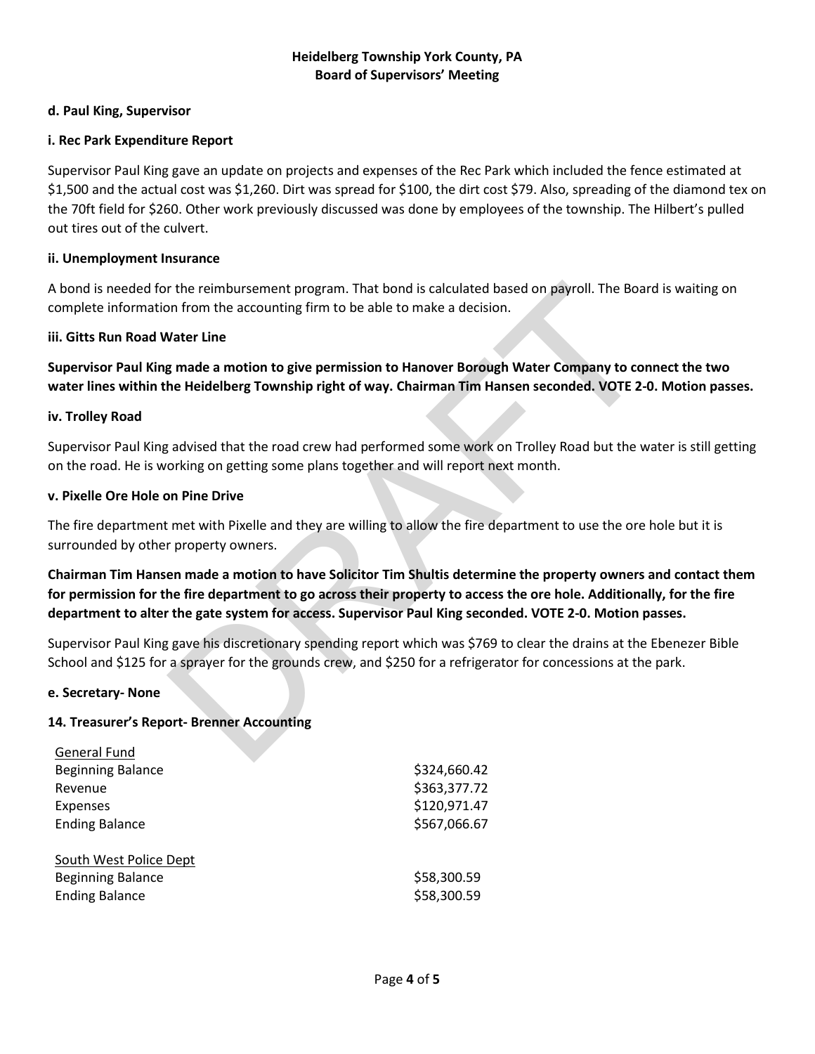**d. Paul King, Supervisor**

**i. Rec Park Expenditure Report**

Supervisor Paul King gave an update on projects and expenses of the Rec Park which included the fence estimated at $1,500 and the actual cost was $1,260. Dirt was spread for $100, the dirt cost $79. Also, spreading of the diamond tex on the 70ft field for $260. Other work previously discussed was done by employees of the township. The Hilbert's pulled out tires out of the culvert.

**ii. Unemployment Insurance**

A bond is needed for the reimbursement program. That bond is calculated based on payroll. The Board is waiting on complete information from the accounting firm to be able to make a decision.

**iii. Gitts Run Road Water Line**

**Supervisor Paul King made a motion to give permission to Hanover Borough Water Company to connect the two water lines within the Heidelberg Township right of way. Chairman Tim Hansen seconded. VOTE 2-0. Motion passes.**

**iv. Trolley Road**

Supervisor Paul King advised that the road crew had performed some work on Trolley Road but the water is still getting on the road. He is working on getting some plans together and will report next month.

**v. Pixelle Ore Hole on Pine Drive**

The fire department met with Pixelle and they are willing to allow the fire department to use the ore hole but it is surrounded by other property owners.

**Chairman Tim Hansen made a motion to have Solicitor Tim Shultis determine the property owners and contact them for permission for the fire department to go across their property to access the ore hole. Additionally, for the fire department to alter the gate system for access. Supervisor Paul King seconded. VOTE 2-0. Motion passes.**

Supervisor Paul King gave his discretionary spending report which was $769 to clear the drains at the Ebenezer Bible School and $125 for a sprayer for the grounds crew, and $250 for a refrigerator for concessions at the park.

**e. Secretary- None**

**14. Treasurer's Report- Brenner Accounting**

| <u>General Fund</u> | |
|---|---|
| Beginning Balance | $324,660.42 |
| Revenue | $363,377.72 |
| Expenses | $120,971.47 |
| Ending Balance | $567,066.67 |
| | |
| <u>South West Police Dept</u> | |
| Beginning Balance | $58,300.59 |
| Ending Balance | $58,300.59 |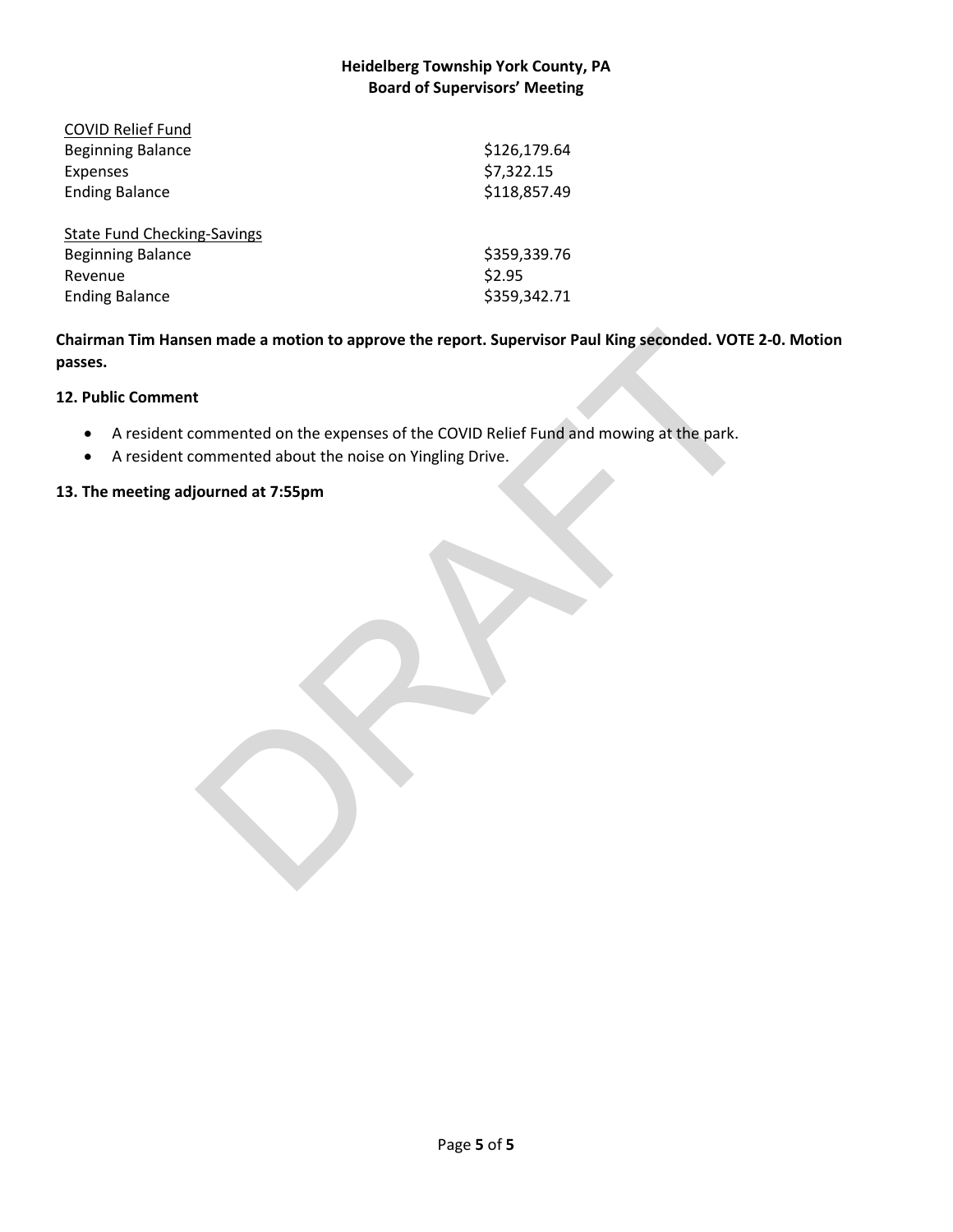| | |
|---|---|
| COVID Relief Fund | |
| Beginning Balance | $126,179.64 |
| Expenses | $7,322.15 |
| Ending Balance | $118,857.49 |

| | |
|---|---|
| State Fund Checking-Savings | |
| Beginning Balance | $359,339.76 |
| Revenue | $2.95 |
| Ending Balance | $359,342.71 |

**Chairman Tim Hansen made a motion to approve the report. Supervisor Paul King seconded. VOTE 2-0. Motion passes.**

**12. Public Comment**

- A resident commented on the expenses of the COVID Relief Fund and mowing at the park.
- A resident commented about the noise on Yingling Drive.

**13. The meeting adjourned at 7:55pm**